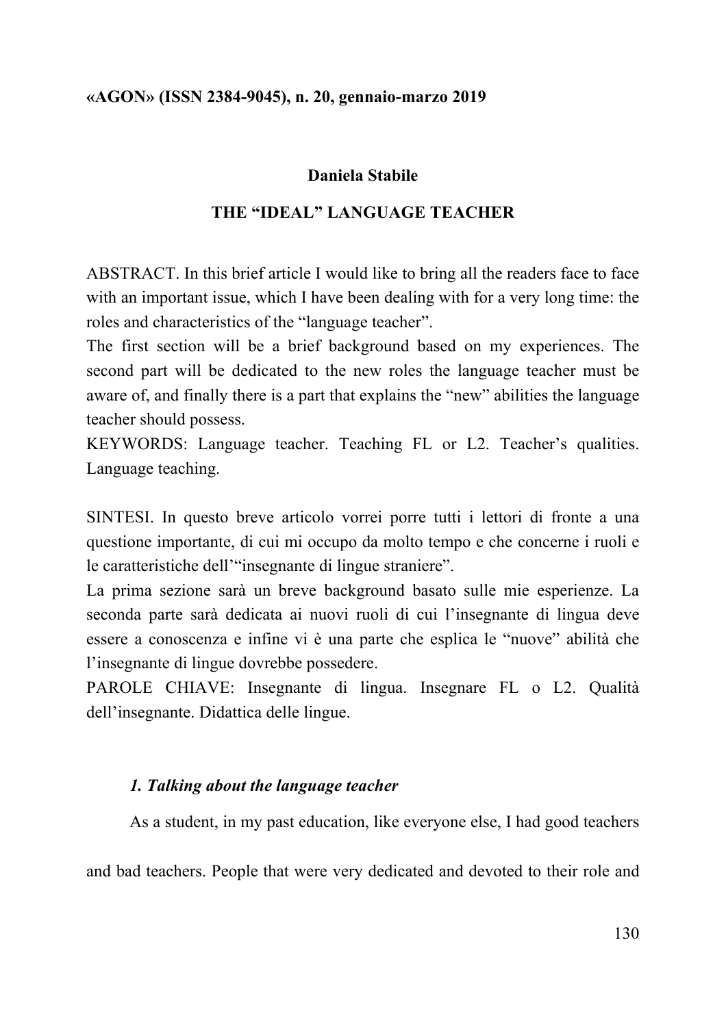«AGON» (ISSN 2384-9045), n. 20, gennaio-marzo 2019

**Daniela Stabile**

# THE "IDEAL" LANGUAGE TEACHER

ABSTRACT. In this brief article I would like to bring all the readers face to face with an important issue, which I have been dealing with for a very long time: the roles and characteristics of the "language teacher".

The first section will be a brief background based on my experiences. The second part will be dedicated to the new roles the language teacher must be aware of, and finally there is a part that explains the "new" abilities the language teacher should possess.

KEYWORDS: Language teacher. Teaching FL or L2. Teacher's qualities. Language teaching.

SINTESI. In questo breve articolo vorrei porre tutti i lettori di fronte a una questione importante, di cui mi occupo da molto tempo e che concerne i ruoli e le caratteristiche dell'"insegnante di lingue straniere".

La prima sezione sarà un breve background basato sulle mie esperienze. La seconda parte sarà dedicata ai nuovi ruoli di cui l'insegnante di lingua deve essere a conoscenza e infine vi è una parte che esplica le "nuove" abilità che l'insegnante di lingue dovrebbe possedere.

PAROLE CHIAVE: Insegnante di lingua. Insegnare FL o L2. Qualità dell'insegnante. Didattica delle lingue.

## *1. Talking about the language teacher*

As a student, in my past education, like everyone else, I had good teachers and bad teachers. People that were very dedicated and devoted to their role and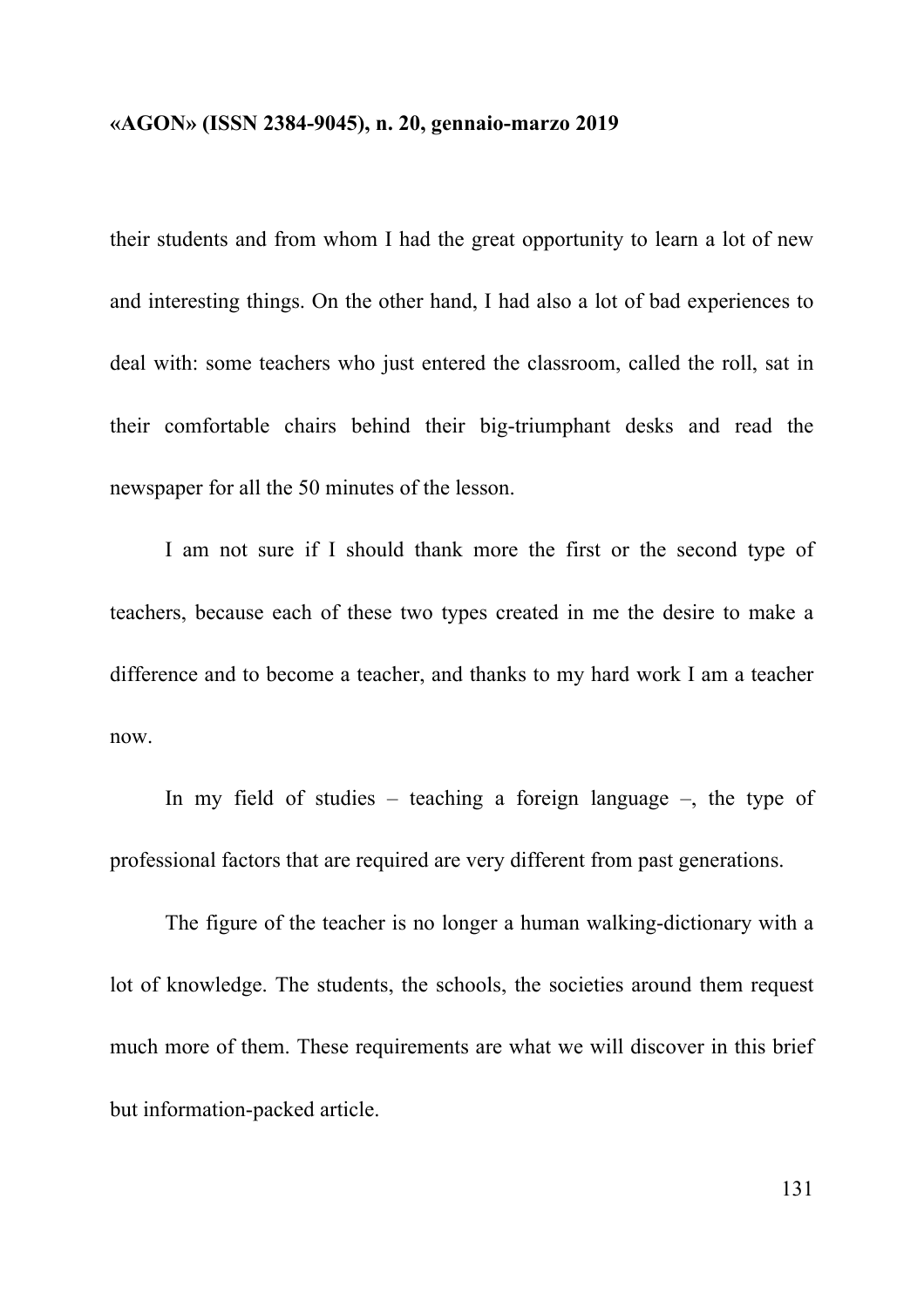their students and from whom I had the great opportunity to learn a lot of new and interesting things. On the other hand, I had also a lot of bad experiences to deal with: some teachers who just entered the classroom, called the roll, sat in their comfortable chairs behind their big-triumphant desks and read the newspaper for all the 50 minutes of the lesson.

I am not sure if I should thank more the first or the second type of teachers, because each of these two types created in me the desire to make a difference and to become a teacher, and thanks to my hard work I am a teacher now.

In my field of studies – teaching a foreign language –, the type of professional factors that are required are very different from past generations.

The figure of the teacher is no longer a human walking-dictionary with a lot of knowledge. The students, the schools, the societies around them request much more of them. These requirements are what we will discover in this brief but information-packed article.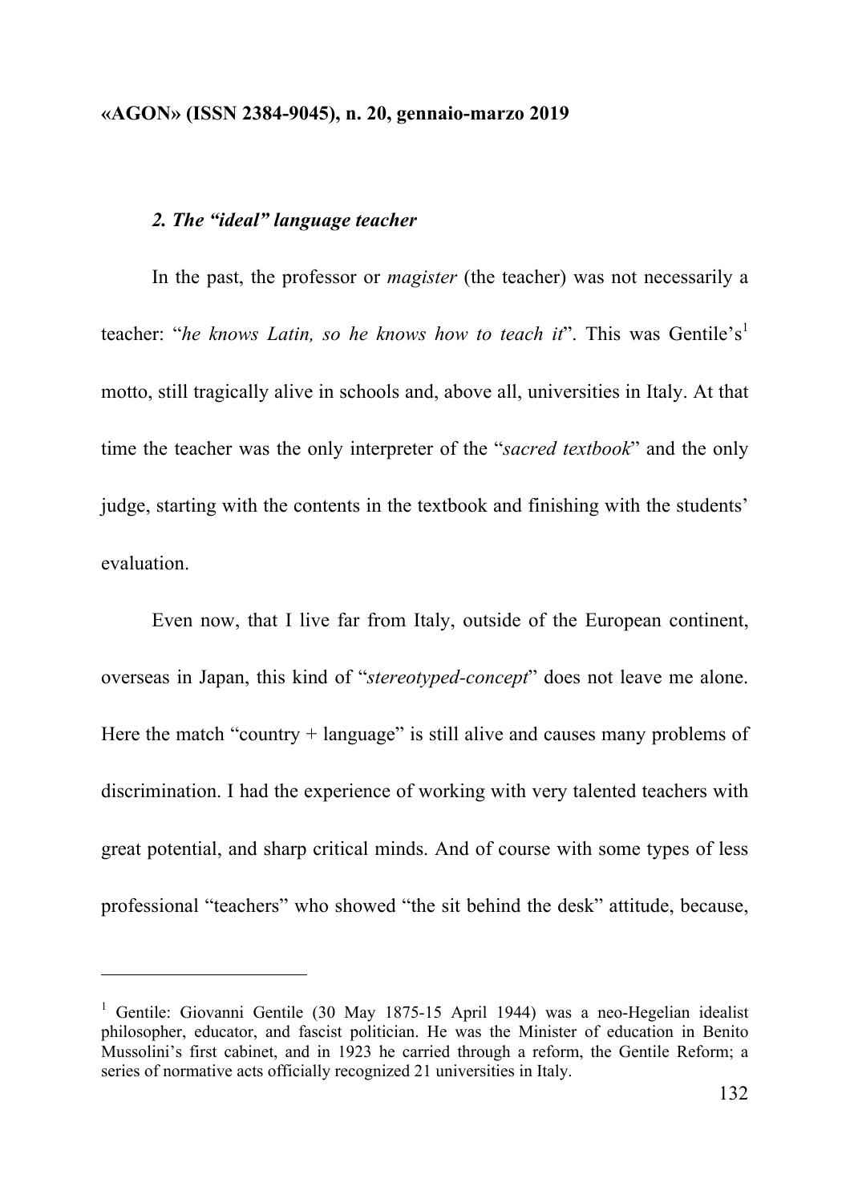### *2. The "ideal" language teacher*

In the past, the professor or *magister* (the teacher) was not necessarily a teacher: "*he knows Latin, so he knows how to teach it*". This was Gentile's[1] motto, still tragically alive in schools and, above all, universities in Italy. At that time the teacher was the only interpreter of the "*sacred textbook*" and the only judge, starting with the contents in the textbook and finishing with the students' evaluation.

Even now, that I live far from Italy, outside of the European continent, overseas in Japan, this kind of "*stereotyped-concept*" does not leave me alone. Here the match "country + language" is still alive and causes many problems of discrimination. I had the experience of working with very talented teachers with great potential, and sharp critical minds. And of course with some types of less professional "teachers" who showed "the sit behind the desk" attitude, because,

---

[1] Gentile: Giovanni Gentile (30 May 1875-15 April 1944) was a neo-Hegelian idealist philosopher, educator, and fascist politician. He was the Minister of education in Benito Mussolini's first cabinet, and in 1923 he carried through a reform, the Gentile Reform; a series of normative acts officially recognized 21 universities in Italy.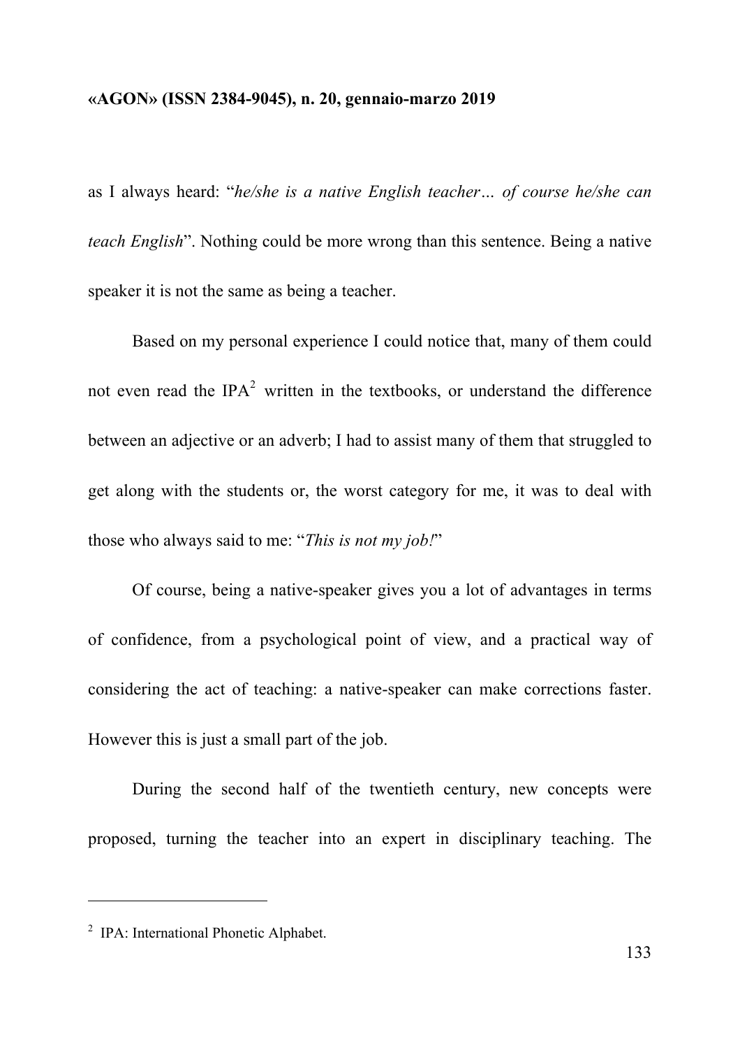as I always heard: "*he/she is a native English teacher… of course he/she can teach English*". Nothing could be more wrong than this sentence. Being a native speaker it is not the same as being a teacher.

Based on my personal experience I could notice that, many of them could not even read the IPA[2] written in the textbooks, or understand the difference between an adjective or an adverb; I had to assist many of them that struggled to get along with the students or, the worst category for me, it was to deal with those who always said to me: "*This is not my job!*"

Of course, being a native-speaker gives you a lot of advantages in terms of confidence, from a psychological point of view, and a practical way of considering the act of teaching: a native-speaker can make corrections faster. However this is just a small part of the job.

During the second half of the twentieth century, new concepts were proposed, turning the teacher into an expert in disciplinary teaching. The

---

[2] IPA: International Phonetic Alphabet.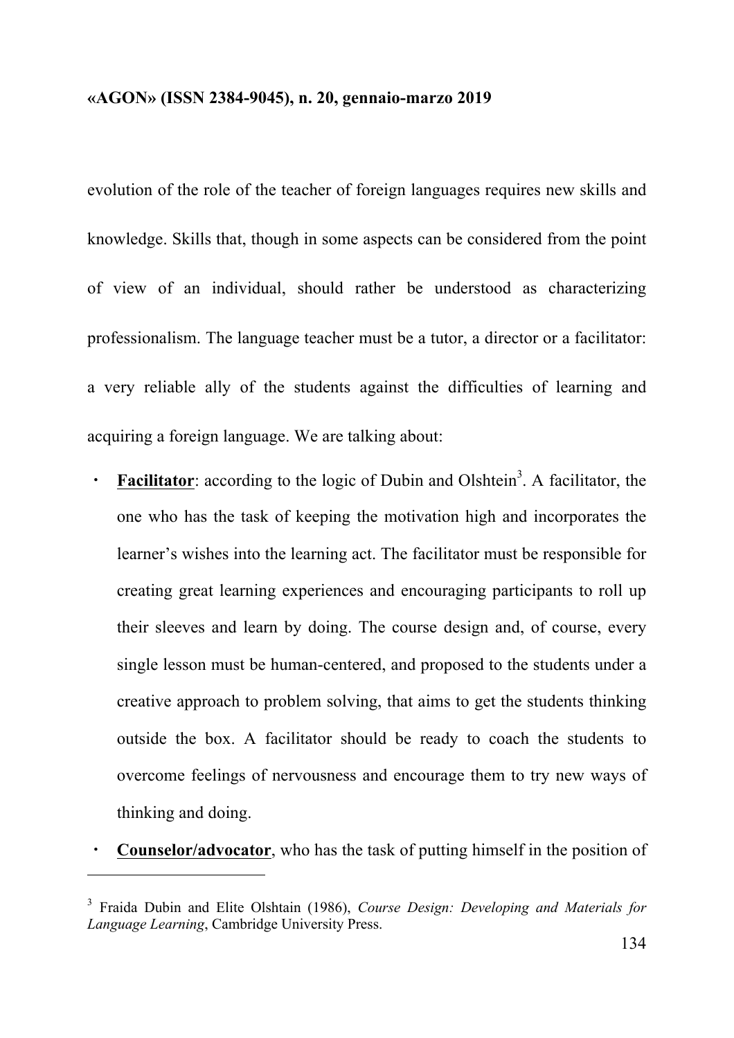evolution of the role of the teacher of foreign languages requires new skills and knowledge. Skills that, though in some aspects can be considered from the point of view of an individual, should rather be understood as characterizing professionalism. The language teacher must be a tutor, a director or a facilitator: a very reliable ally of the students against the difficulties of learning and acquiring a foreign language. We are talking about:

- **Facilitator**: according to the logic of Dubin and Olshtein[3]. A facilitator, the one who has the task of keeping the motivation high and incorporates the learner's wishes into the learning act. The facilitator must be responsible for creating great learning experiences and encouraging participants to roll up their sleeves and learn by doing. The course design and, of course, every single lesson must be human-centered, and proposed to the students under a creative approach to problem solving, that aims to get the students thinking outside the box. A facilitator should be ready to coach the students to overcome feelings of nervousness and encourage them to try new ways of thinking and doing.
- **Counselor/advocator**, who has the task of putting himself in the position of

[3] Fraida Dubin and Elite Olshtain (1986), *Course Design: Developing and Materials for Language Learning*, Cambridge University Press.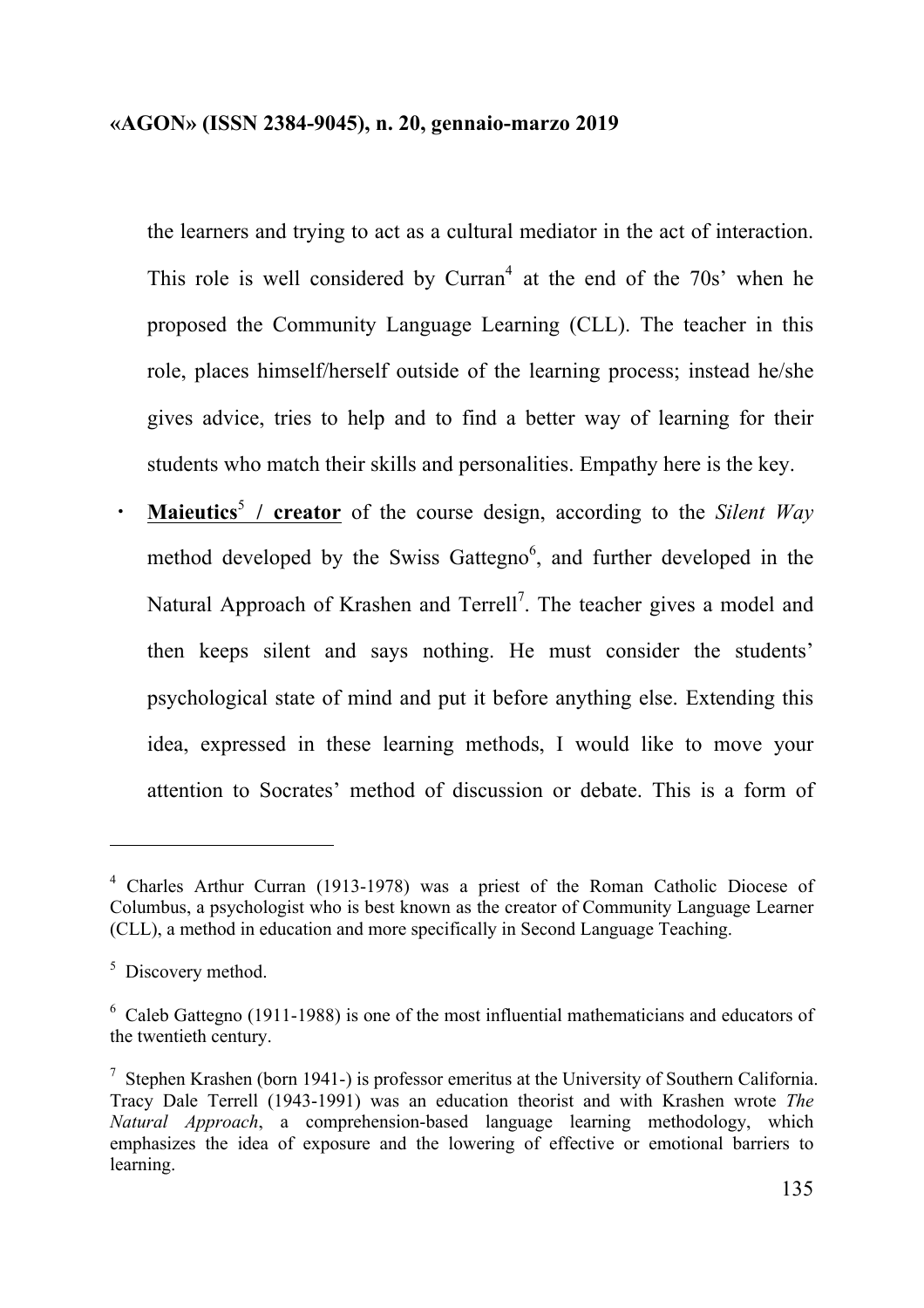the learners and trying to act as a cultural mediator in the act of interaction. This role is well considered by Curran[4] at the end of the 70s' when he proposed the Community Language Learning (CLL). The teacher in this role, places himself/herself outside of the learning process; instead he/she gives advice, tries to help and to find a better way of learning for their students who match their skills and personalities. Empathy here is the key.

- **Maieutics[5] / creator** of the course design, according to the *Silent Way* method developed by the Swiss Gattegno[6], and further developed in the Natural Approach of Krashen and Terrell[7]. The teacher gives a model and then keeps silent and says nothing. He must consider the students' psychological state of mind and put it before anything else. Extending this idea, expressed in these learning methods, I would like to move your attention to Socrates' method of discussion or debate. This is a form of

---

[4] Charles Arthur Curran (1913-1978) was a priest of the Roman Catholic Diocese of Columbus, a psychologist who is best known as the creator of Community Language Learner (CLL), a method in education and more specifically in Second Language Teaching.

[5] Discovery method.

[6] Caleb Gattegno (1911-1988) is one of the most influential mathematicians and educators of the twentieth century.

[7] Stephen Krashen (born 1941-) is professor emeritus at the University of Southern California. Tracy Dale Terrell (1943-1991) was an education theorist and with Krashen wrote *The Natural Approach*, a comprehension-based language learning methodology, which emphasizes the idea of exposure and the lowering of effective or emotional barriers to learning.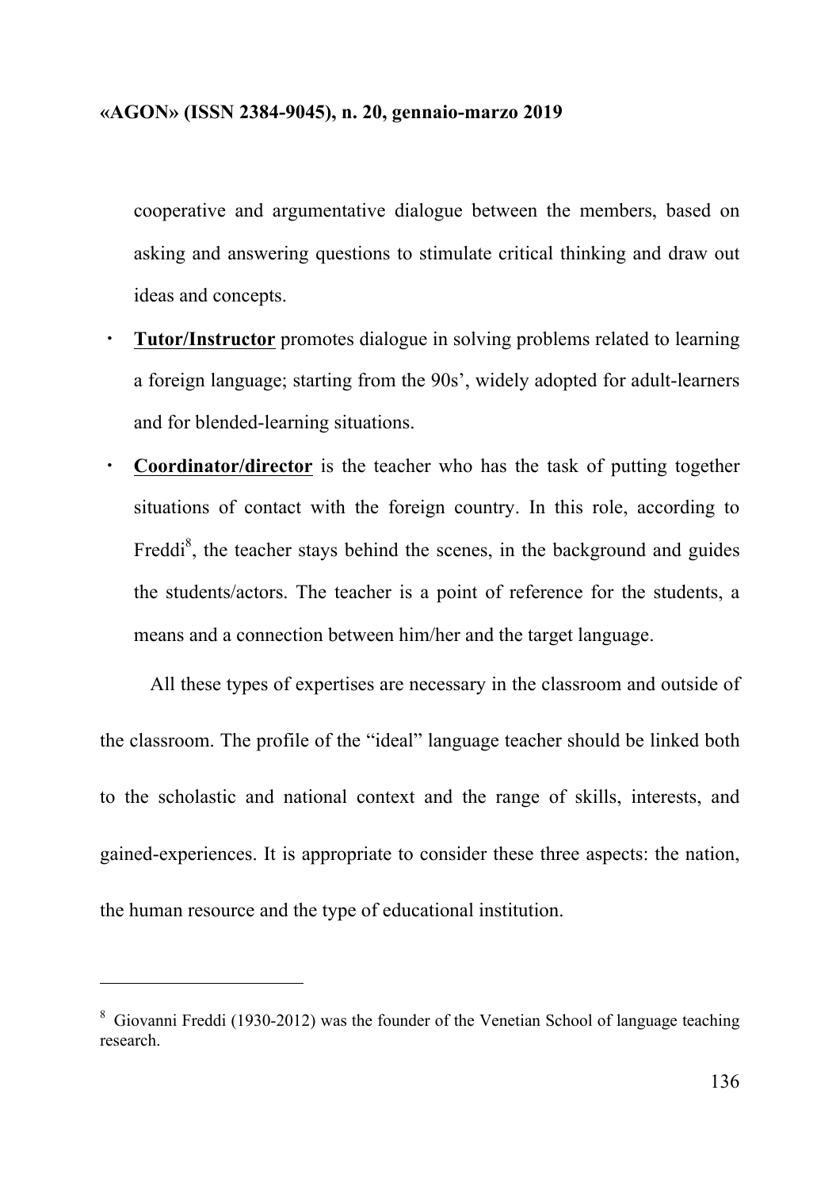cooperative and argumentative dialogue between the members, based on asking and answering questions to stimulate critical thinking and draw out ideas and concepts.

- **Tutor/Instructor** promotes dialogue in solving problems related to learning a foreign language; starting from the 90s', widely adopted for adult-learners and for blended-learning situations.
- **Coordinator/director** is the teacher who has the task of putting together situations of contact with the foreign country. In this role, according to Freddi[8], the teacher stays behind the scenes, in the background and guides the students/actors. The teacher is a point of reference for the students, a means and a connection between him/her and the target language.

All these types of expertises are necessary in the classroom and outside of the classroom. The profile of the "ideal" language teacher should be linked both to the scholastic and national context and the range of skills, interests, and gained-experiences. It is appropriate to consider these three aspects: the nation, the human resource and the type of educational institution.

---

[8] Giovanni Freddi (1930-2012) was the founder of the Venetian School of language teaching research.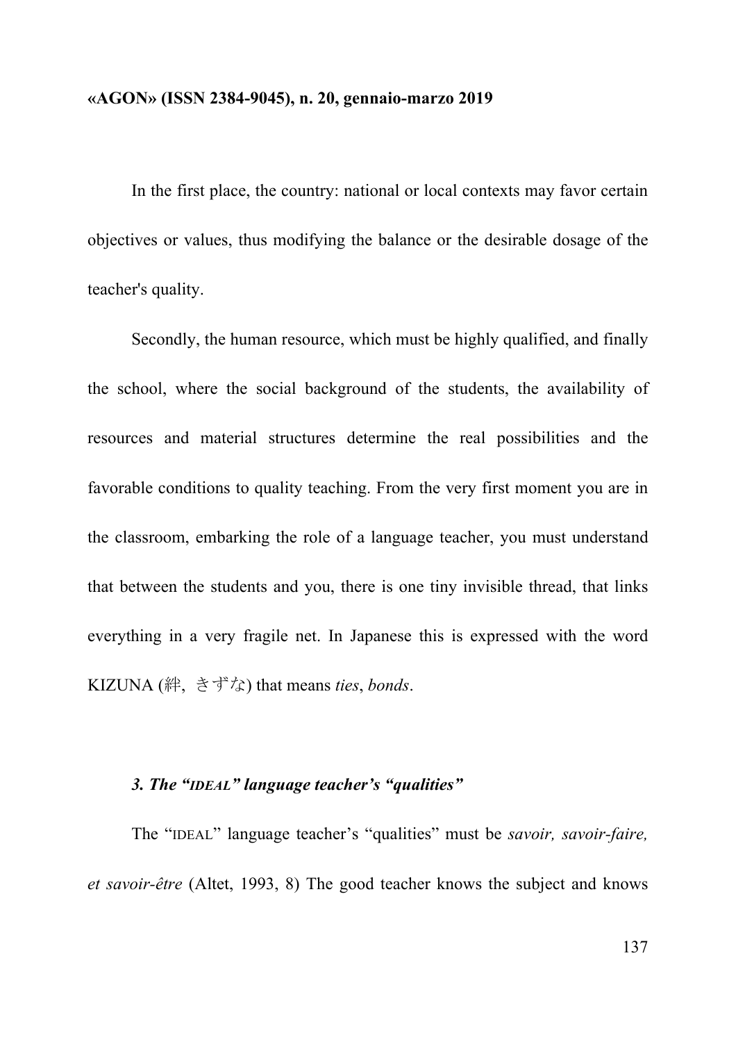In the first place, the country: national or local contexts may favor certain objectives or values, thus modifying the balance or the desirable dosage of the teacher's quality.

Secondly, the human resource, which must be highly qualified, and finally the school, where the social background of the students, the availability of resources and material structures determine the real possibilities and the favorable conditions to quality teaching. From the very first moment you are in the classroom, embarking the role of a language teacher, you must understand that between the students and you, there is one tiny invisible thread, that links everything in a very fragile net. In Japanese this is expressed with the word KIZUNA (絆, きずな) that means *ties*, *bonds*.

### *3. The "IDEAL" language teacher's "qualities"*

The "IDEAL" language teacher's "qualities" must be *savoir, savoir-faire, et savoir-être* (Altet, 1993, 8) The good teacher knows the subject and knows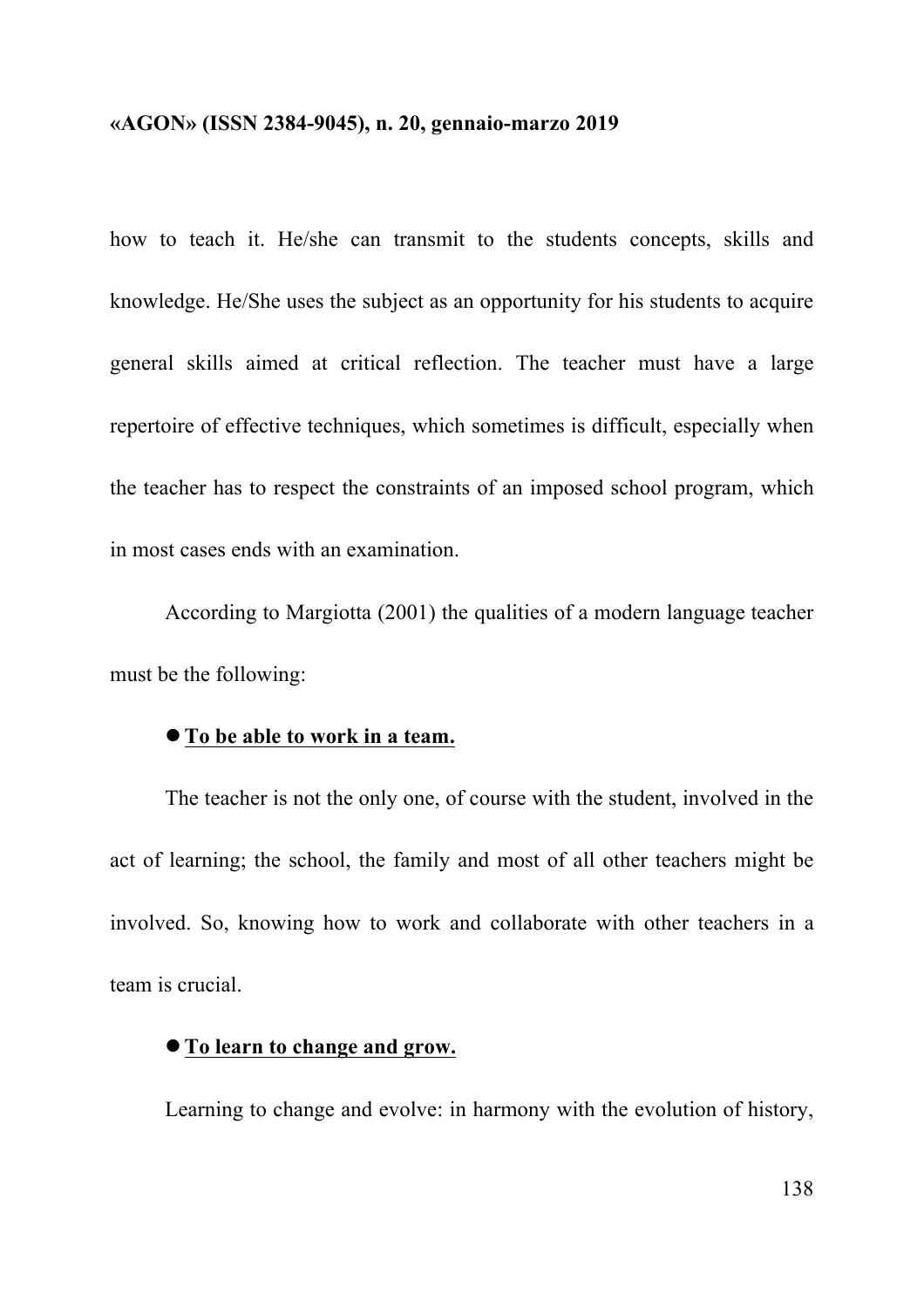how to teach it. He/she can transmit to the students concepts, skills and knowledge. He/She uses the subject as an opportunity for his students to acquire general skills aimed at critical reflection. The teacher must have a large repertoire of effective techniques, which sometimes is difficult, especially when the teacher has to respect the constraints of an imposed school program, which in most cases ends with an examination.

According to Margiotta (2001) the qualities of a modern language teacher must be the following:

- **To be able to work in a team.**

The teacher is not the only one, of course with the student, involved in the act of learning; the school, the family and most of all other teachers might be involved. So, knowing how to work and collaborate with other teachers in a team is crucial.

- **To learn to change and grow.**

Learning to change and evolve: in harmony with the evolution of history,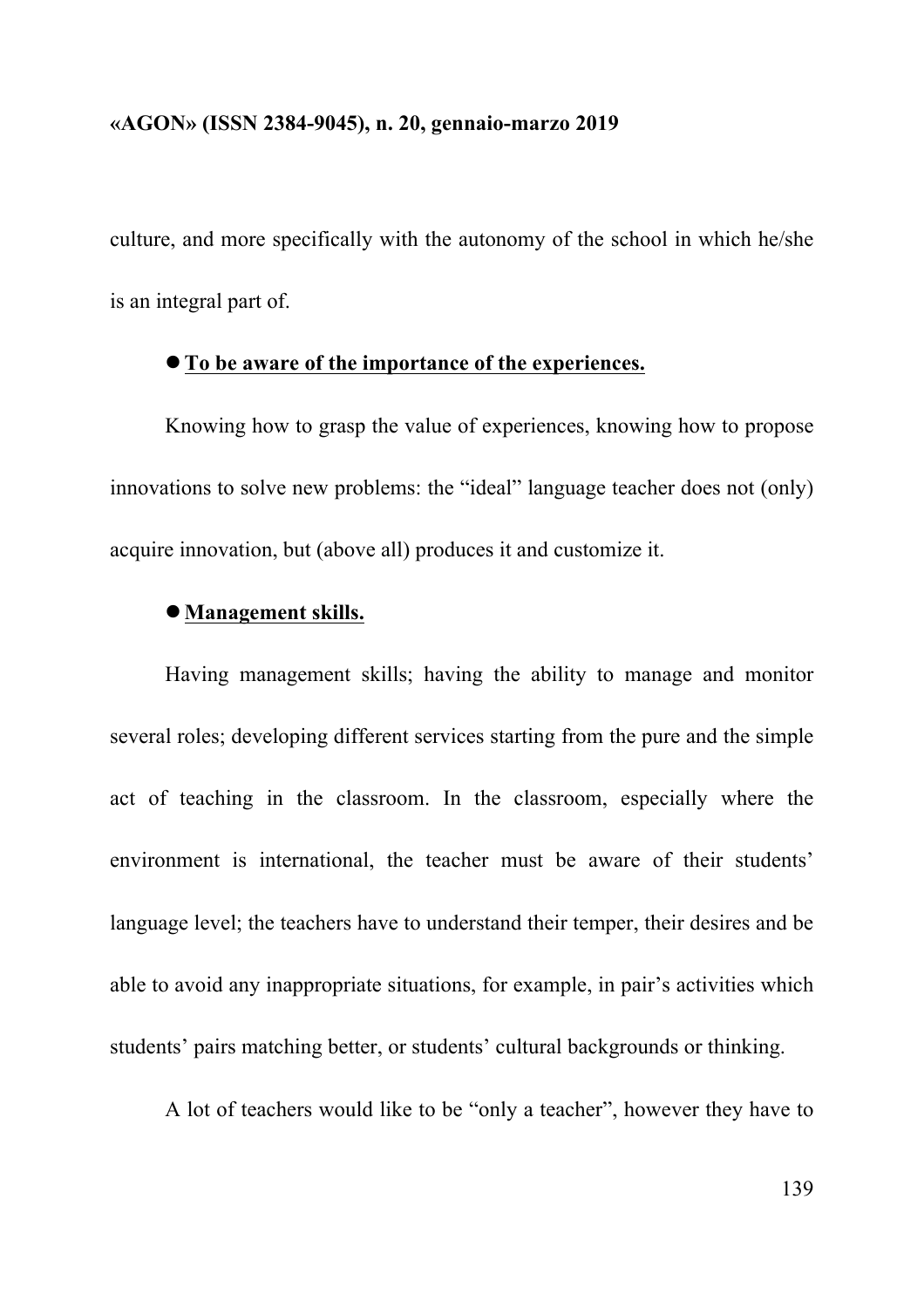culture, and more specifically with the autonomy of the school in which he/she is an integral part of.

- **<u>To be aware of the importance of the experiences.</u>**

Knowing how to grasp the value of experiences, knowing how to propose innovations to solve new problems: the "ideal" language teacher does not (only) acquire innovation, but (above all) produces it and customize it.

- **<u>Management skills.</u>**

Having management skills; having the ability to manage and monitor several roles; developing different services starting from the pure and the simple act of teaching in the classroom. In the classroom, especially where the environment is international, the teacher must be aware of their students' language level; the teachers have to understand their temper, their desires and be able to avoid any inappropriate situations, for example, in pair's activities which students' pairs matching better, or students' cultural backgrounds or thinking.

A lot of teachers would like to be "only a teacher", however they have to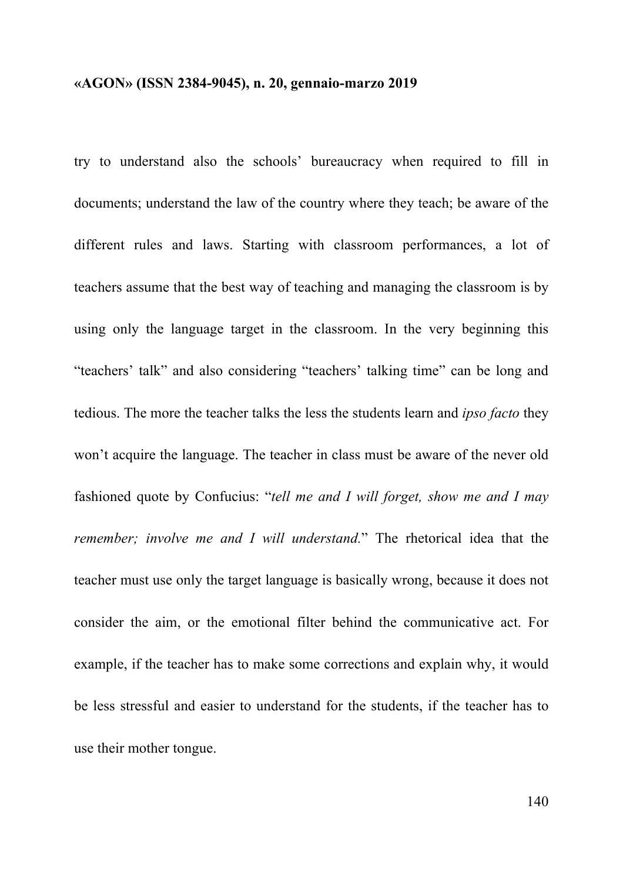try to understand also the schools' bureaucracy when required to fill in documents; understand the law of the country where they teach; be aware of the different rules and laws. Starting with classroom performances, a lot of teachers assume that the best way of teaching and managing the classroom is by using only the language target in the classroom. In the very beginning this "teachers' talk" and also considering "teachers' talking time" can be long and tedious. The more the teacher talks the less the students learn and *ipso facto* they won't acquire the language. The teacher in class must be aware of the never old fashioned quote by Confucius: "*tell me and I will forget, show me and I may remember; involve me and I will understand.*" The rhetorical idea that the teacher must use only the target language is basically wrong, because it does not consider the aim, or the emotional filter behind the communicative act. For example, if the teacher has to make some corrections and explain why, it would be less stressful and easier to understand for the students, if the teacher has to use their mother tongue.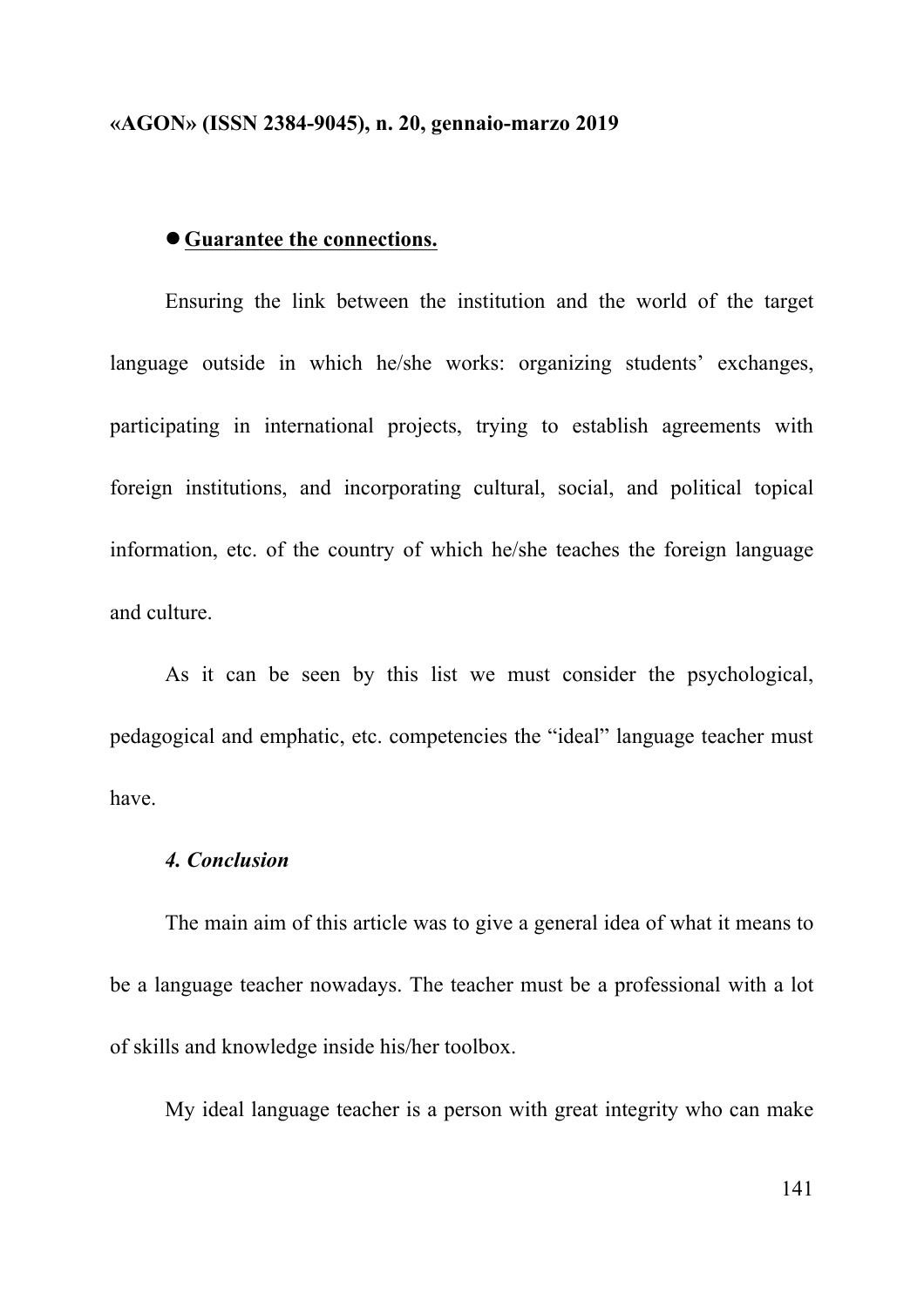- **<u>Guarantee the connections.</u>**

Ensuring the link between the institution and the world of the target language outside in which he/she works: organizing students' exchanges, participating in international projects, trying to establish agreements with foreign institutions, and incorporating cultural, social, and political topical information, etc. of the country of which he/she teaches the foreign language and culture.

As it can be seen by this list we must consider the psychological, pedagogical and emphatic, etc. competencies the "ideal" language teacher must have.

### *4. Conclusion*

The main aim of this article was to give a general idea of what it means to be a language teacher nowadays. The teacher must be a professional with a lot of skills and knowledge inside his/her toolbox.

My ideal language teacher is a person with great integrity who can make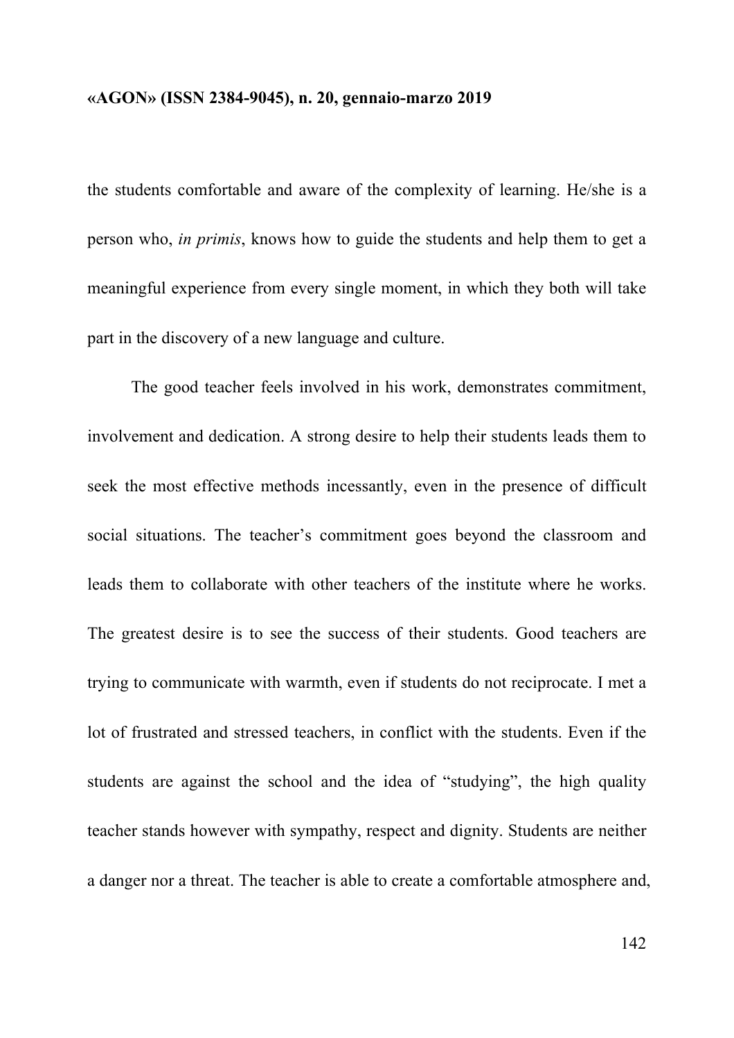the students comfortable and aware of the complexity of learning. He/she is a person who, *in primis*, knows how to guide the students and help them to get a meaningful experience from every single moment, in which they both will take part in the discovery of a new language and culture.

The good teacher feels involved in his work, demonstrates commitment, involvement and dedication. A strong desire to help their students leads them to seek the most effective methods incessantly, even in the presence of difficult social situations. The teacher's commitment goes beyond the classroom and leads them to collaborate with other teachers of the institute where he works. The greatest desire is to see the success of their students. Good teachers are trying to communicate with warmth, even if students do not reciprocate. I met a lot of frustrated and stressed teachers, in conflict with the students. Even if the students are against the school and the idea of "studying", the high quality teacher stands however with sympathy, respect and dignity. Students are neither a danger nor a threat. The teacher is able to create a comfortable atmosphere and,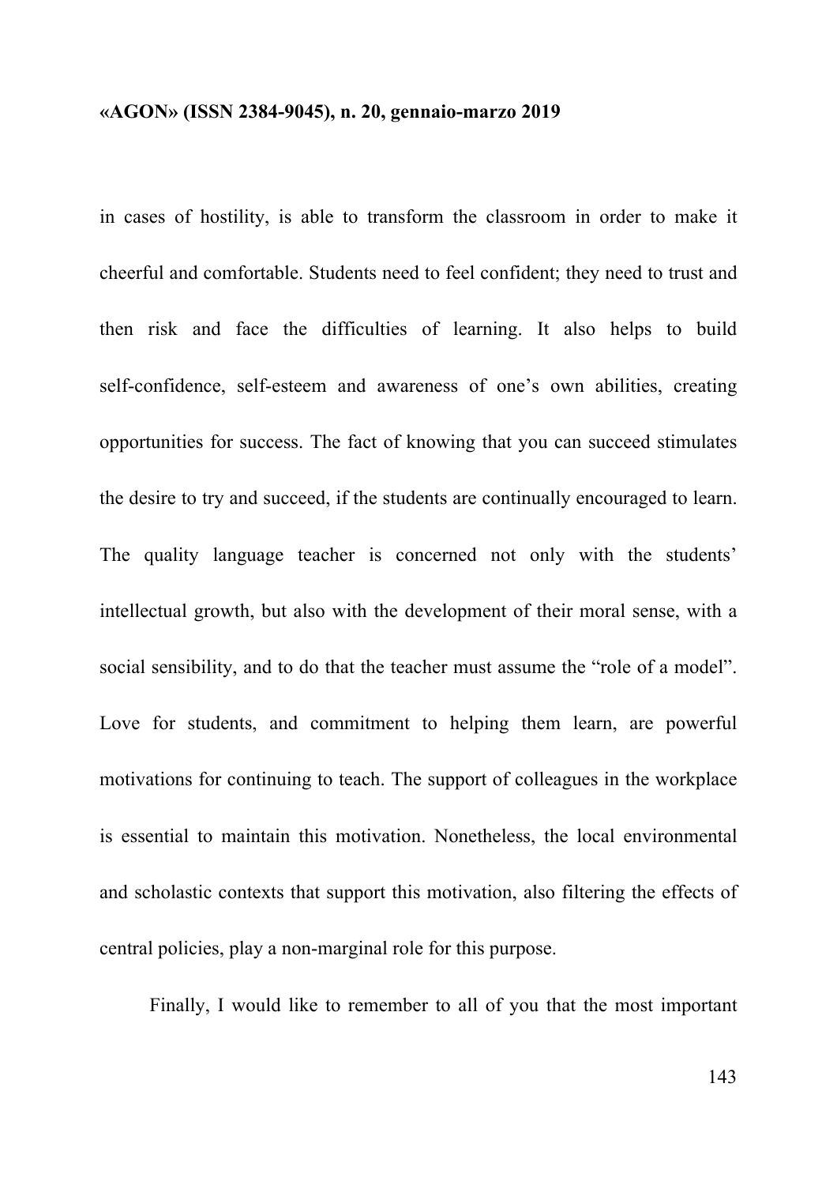in cases of hostility, is able to transform the classroom in order to make it cheerful and comfortable. Students need to feel confident; they need to trust and then risk and face the difficulties of learning. It also helps to build self-confidence, self-esteem and awareness of one's own abilities, creating opportunities for success. The fact of knowing that you can succeed stimulates the desire to try and succeed, if the students are continually encouraged to learn. The quality language teacher is concerned not only with the students' intellectual growth, but also with the development of their moral sense, with a social sensibility, and to do that the teacher must assume the "role of a model". Love for students, and commitment to helping them learn, are powerful motivations for continuing to teach. The support of colleagues in the workplace is essential to maintain this motivation. Nonetheless, the local environmental and scholastic contexts that support this motivation, also filtering the effects of central policies, play a non-marginal role for this purpose.

Finally, I would like to remember to all of you that the most important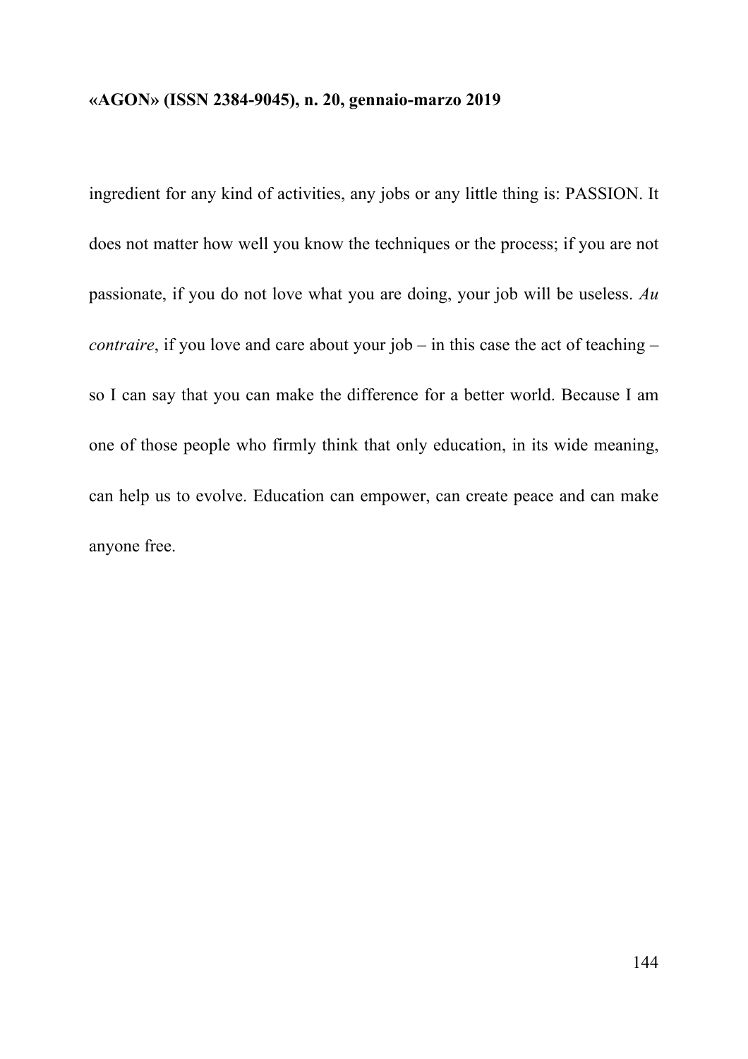ingredient for any kind of activities, any jobs or any little thing is: PASSION. It does not matter how well you know the techniques or the process; if you are not passionate, if you do not love what you are doing, your job will be useless. *Au contraire*, if you love and care about your job – in this case the act of teaching – so I can say that you can make the difference for a better world. Because I am one of those people who firmly think that only education, in its wide meaning, can help us to evolve. Education can empower, can create peace and can make anyone free.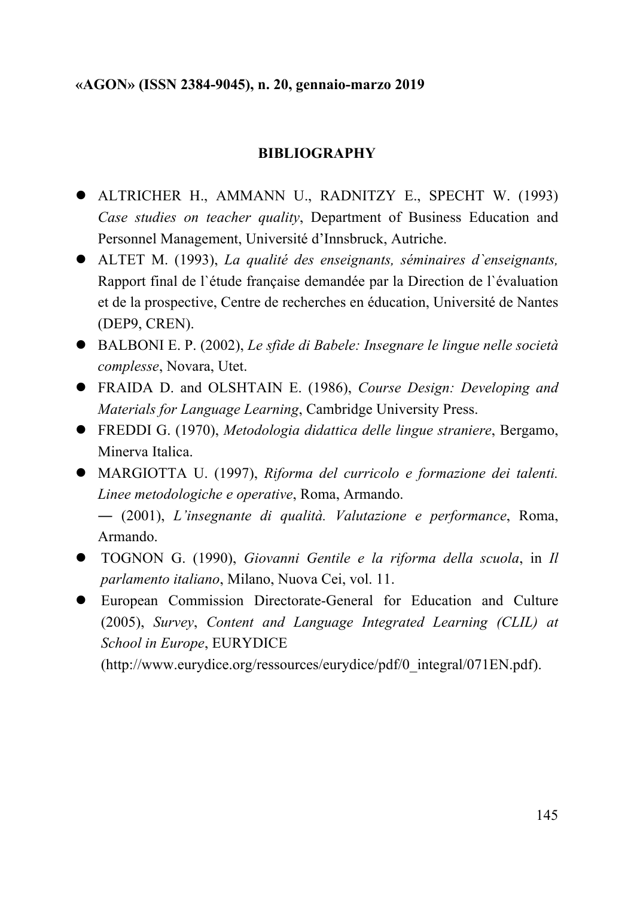## BIBLIOGRAPHY

- ALTRICHER H., AMMANN U., RADNITZY E., SPECHT W. (1993) *Case studies on teacher quality*, Department of Business Education and Personnel Management, Université d'Innsbruck, Autriche.
- ALTET M. (1993), *La qualité des enseignants, séminaires d`enseignants,* Rapport final de l`étude française demandée par la Direction de l`évaluation et de la prospective, Centre de recherches en éducation, Université de Nantes (DEP9, CREN).
- BALBONI E. P. (2002), *Le sfide di Babele: Insegnare le lingue nelle società complesse*, Novara, Utet.
- FRAIDA D. and OLSHTAIN E. (1986), *Course Design: Developing and Materials for Language Learning*, Cambridge University Press.
- FREDDI G. (1970), *Metodologia didattica delle lingue straniere*, Bergamo, Minerva Italica.
- MARGIOTTA U. (1997), *Riforma del curricolo e formazione dei talenti. Linee metodologiche e operative*, Roma, Armando.
  ― (2001), *L'insegnante di qualità. Valutazione e performance*, Roma, Armando.
- TOGNON G. (1990), *Giovanni Gentile e la riforma della scuola*, in *Il parlamento italiano*, Milano, Nuova Cei, vol. 11.
- European Commission Directorate-General for Education and Culture (2005), *Survey*, *Content and Language Integrated Learning (CLIL) at School in Europe*, EURYDICE (http://www.eurydice.org/ressources/eurydice/pdf/0_integral/071EN.pdf).